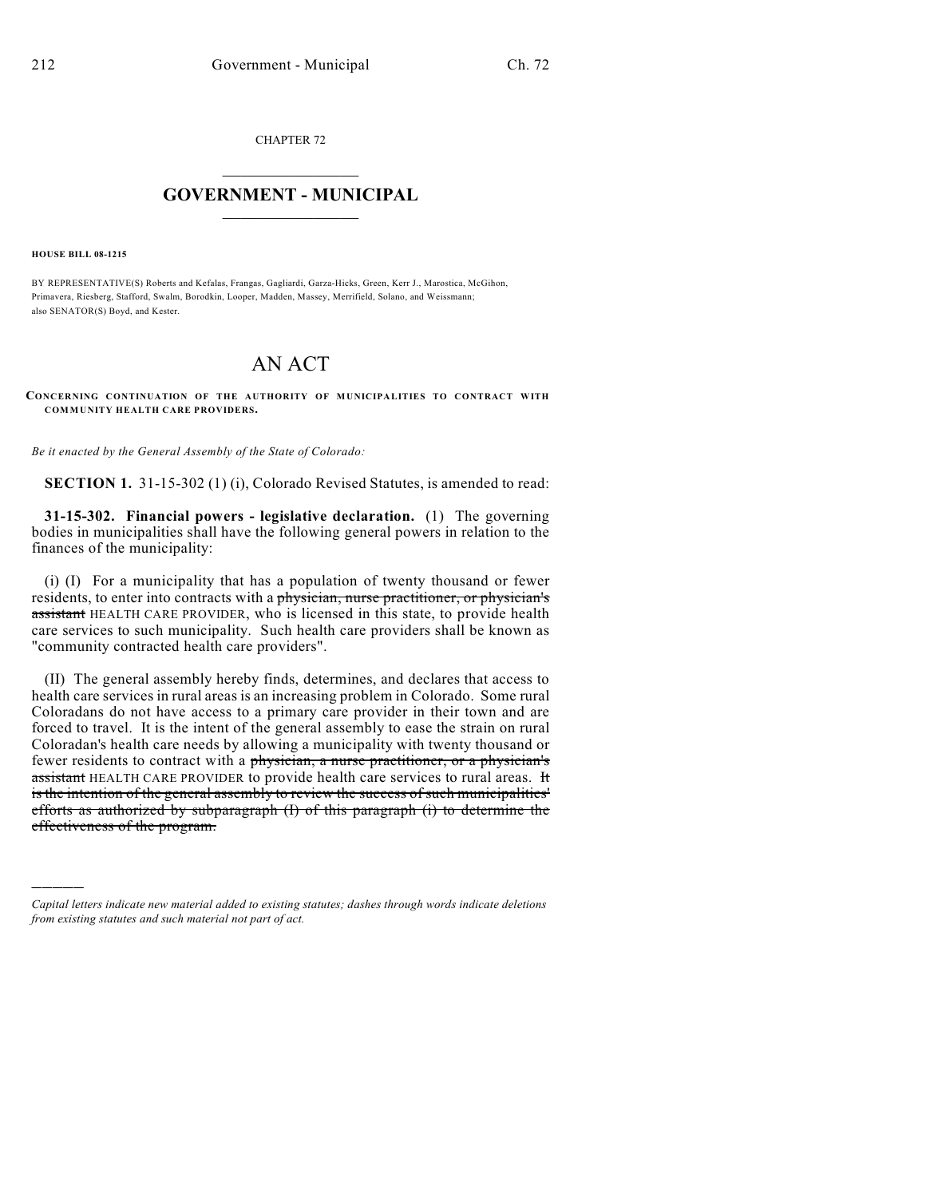CHAPTER 72

# GOVERNMENT - MUNICIPAL

**HOUSE BILL 08-1215**

BY REPRESENTATIVE(S) Roberts and Kefalas, Frangas, Gagliardi, Garza-Hicks, Green, Kerr J., Marostica, McGihon, Primavera, Riesberg, Stafford, Swalm, Borodkin, Looper, Madden, Massey, Merrifield, Solano, and Weissmann; also SENATOR(S) Boyd, and Kester.

# AN ACT

**CONCERNING CONTINUATION OF THE AUTHORITY OF MUNICIPALITIES TO CONTRACT WITH COMMUNITY HEALTH CARE PROVIDERS.**

*Be it enacted by the General Assembly of the State of Colorado:*

**SECTION 1.** 31-15-302 (1) (i), Colorado Revised Statutes, is amended to read:

**31-15-302. Financial powers - legislative declaration.** (1) The governing bodies in municipalities shall have the following general powers in relation to the finances of the municipality:

(i) (I) For a municipality that has a population of twenty thousand or fewer residents, to enter into contracts with a ~~physician, nurse practitioner, or physician's assistant~~ HEALTH CARE PROVIDER, who is licensed in this state, to provide health care services to such municipality. Such health care providers shall be known as "community contracted health care providers".

(II) The general assembly hereby finds, determines, and declares that access to health care services in rural areas is an increasing problem in Colorado. Some rural Coloradans do not have access to a primary care provider in their town and are forced to travel. It is the intent of the general assembly to ease the strain on rural Coloradan's health care needs by allowing a municipality with twenty thousand or fewer residents to contract with a ~~physician, a nurse practitioner, or a physician's assistant~~ HEALTH CARE PROVIDER to provide health care services to rural areas. ~~It is the intention of the general assembly to review the success of such municipalities' efforts as authorized by subparagraph (I) of this paragraph (i) to determine the effectiveness of the program.~~

*Capital letters indicate new material added to existing statutes; dashes through words indicate deletions from existing statutes and such material not part of act.*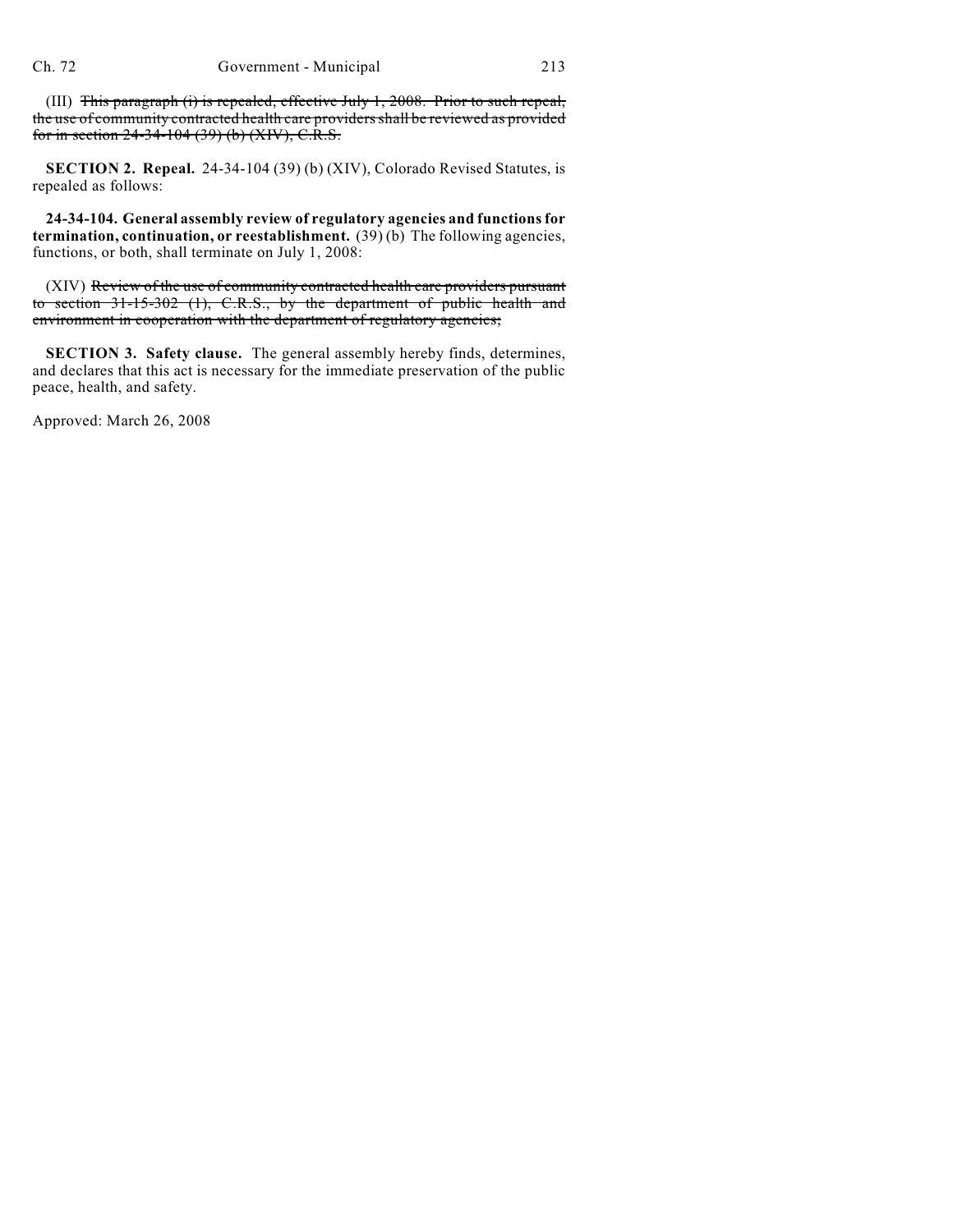(III) ~~This paragraph (i) is repealed, effective July 1, 2008. Prior to such repeal, the use of community contracted health care providers shall be reviewed as provided for in section 24-34-104 (39) (b) (XIV), C.R.S.~~

**SECTION 2. Repeal.** 24-34-104 (39) (b) (XIV), Colorado Revised Statutes, is repealed as follows:

**24-34-104. General assembly review of regulatory agencies and functions for termination, continuation, or reestablishment.** (39) (b) The following agencies, functions, or both, shall terminate on July 1, 2008:

(XIV) ~~Review of the use of community contracted health care providers pursuant to section 31-15-302 (1), C.R.S., by the department of public health and environment in cooperation with the department of regulatory agencies;~~

**SECTION 3. Safety clause.** The general assembly hereby finds, determines, and declares that this act is necessary for the immediate preservation of the public peace, health, and safety.

Approved: March 26, 2008